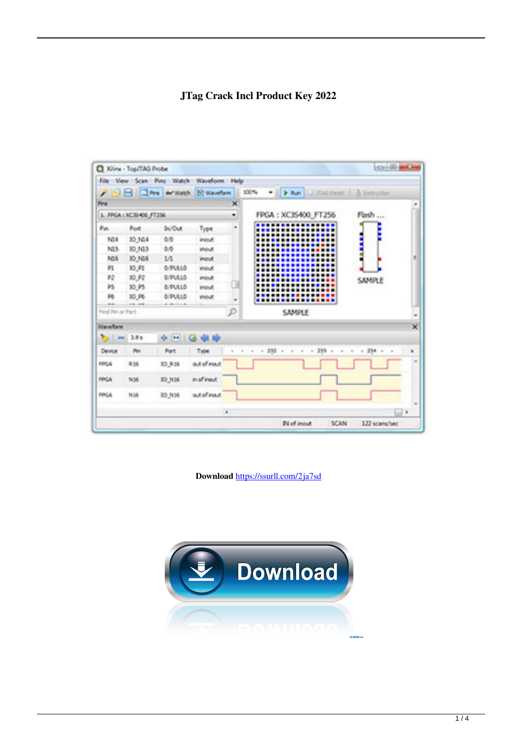# JTag Crack Incl Product Key 2022

**Download** https://ssurl.com/2ja7sd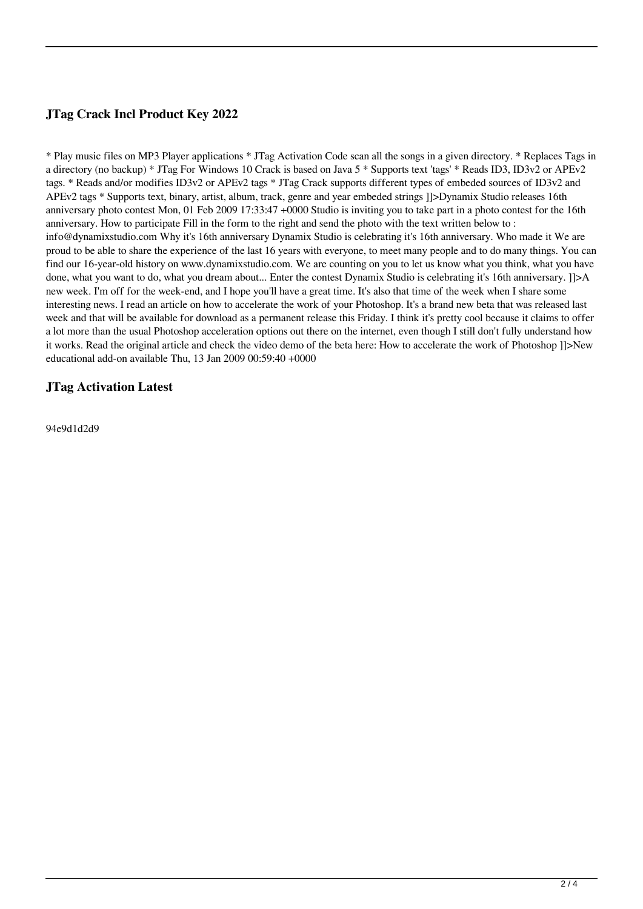## JTag Crack Incl Product Key 2022

* Play music files on MP3 Player applications * JTag Activation Code scan all the songs in a given directory. * Replaces Tags in a directory (no backup) * JTag For Windows 10 Crack is based on Java 5 * Supports text 'tags' * Reads ID3, ID3v2 or APEv2 tags. * Reads and/or modifies ID3v2 or APEv2 tags * JTag Crack supports different types of embeded sources of ID3v2 and APEv2 tags * Supports text, binary, artist, album, track, genre and year embeded strings ]]>Dynamix Studio releases 16th anniversary photo contest Mon, 01 Feb 2009 17:33:47 +0000 Studio is inviting you to take part in a photo contest for the 16th anniversary. How to participate Fill in the form to the right and send the photo with the text written below to : info@dynamixstudio.com Why it's 16th anniversary Dynamix Studio is celebrating it's 16th anniversary. Who made it We are proud to be able to share the experience of the last 16 years with everyone, to meet many people and to do many things. You can find our 16-year-old history on www.dynamixstudio.com. We are counting on you to let us know what you think, what you have done, what you want to do, what you dream about... Enter the contest Dynamix Studio is celebrating it's 16th anniversary. ]]>A new week. I'm off for the week-end, and I hope you'll have a great time. It's also that time of the week when I share some interesting news. I read an article on how to accelerate the work of your Photoshop. It's a brand new beta that was released last week and that will be available for download as a permanent release this Friday. I think it's pretty cool because it claims to offer a lot more than the usual Photoshop acceleration options out there on the internet, even though I still don't fully understand how it works. Read the original article and check the video demo of the beta here: How to accelerate the work of Photoshop ]]>New educational add-on available Thu, 13 Jan 2009 00:59:40 +0000

## JTag Activation Latest

94e9d1d2d9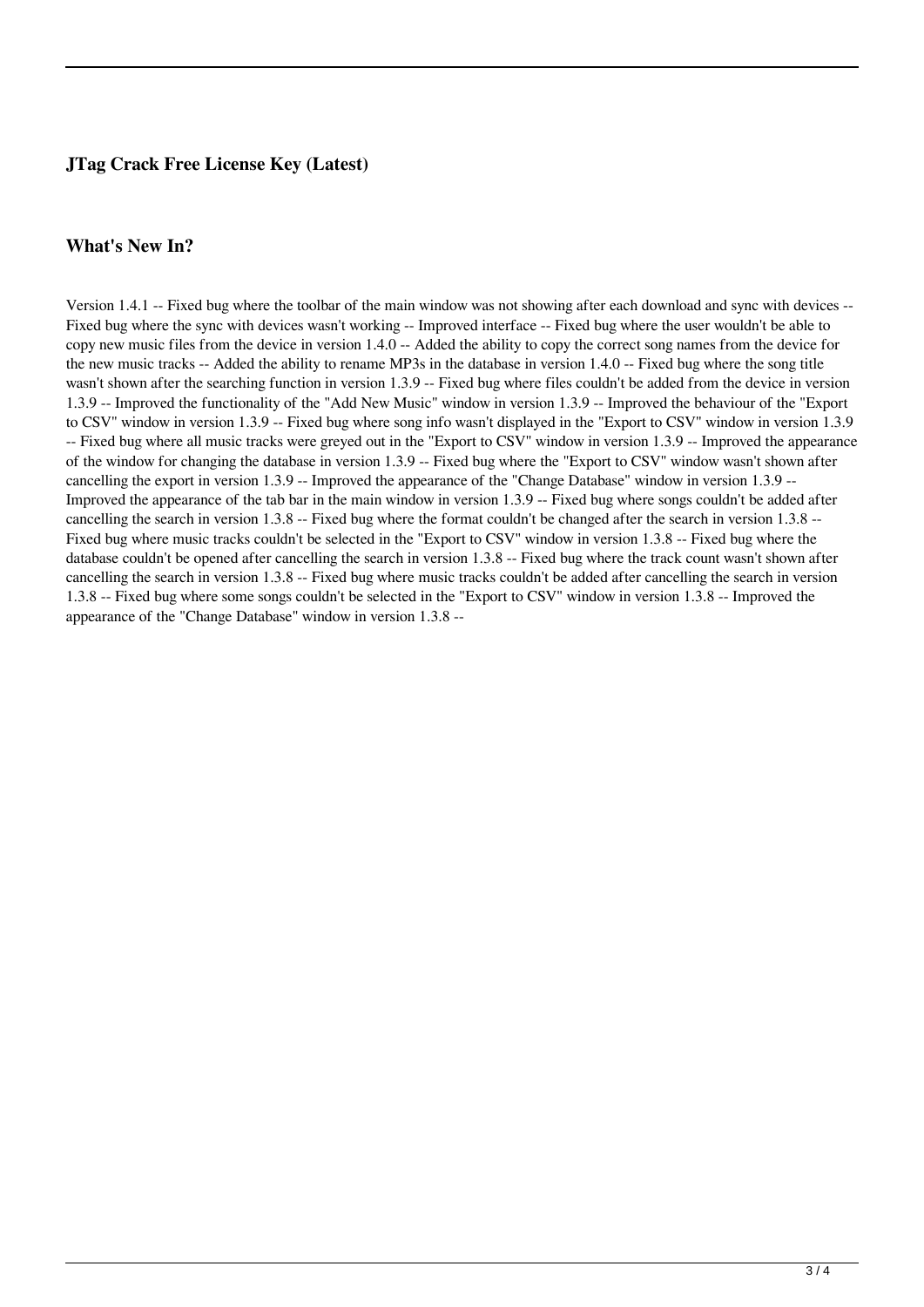## JTag Crack Free License Key (Latest)

## What's New In?

Version 1.4.1 -- Fixed bug where the toolbar of the main window was not showing after each download and sync with devices -- Fixed bug where the sync with devices wasn't working -- Improved interface -- Fixed bug where the user wouldn't be able to copy new music files from the device in version 1.4.0 -- Added the ability to copy the correct song names from the device for the new music tracks -- Added the ability to rename MP3s in the database in version 1.4.0 -- Fixed bug where the song title wasn't shown after the searching function in version 1.3.9 -- Fixed bug where files couldn't be added from the device in version 1.3.9 -- Improved the functionality of the "Add New Music" window in version 1.3.9 -- Improved the behaviour of the "Export to CSV" window in version 1.3.9 -- Fixed bug where song info wasn't displayed in the "Export to CSV" window in version 1.3.9 -- Fixed bug where all music tracks were greyed out in the "Export to CSV" window in version 1.3.9 -- Improved the appearance of the window for changing the database in version 1.3.9 -- Fixed bug where the "Export to CSV" window wasn't shown after cancelling the export in version 1.3.9 -- Improved the appearance of the "Change Database" window in version 1.3.9 -- Improved the appearance of the tab bar in the main window in version 1.3.9 -- Fixed bug where songs couldn't be added after cancelling the search in version 1.3.8 -- Fixed bug where the format couldn't be changed after the search in version 1.3.8 -- Fixed bug where music tracks couldn't be selected in the "Export to CSV" window in version 1.3.8 -- Fixed bug where the database couldn't be opened after cancelling the search in version 1.3.8 -- Fixed bug where the track count wasn't shown after cancelling the search in version 1.3.8 -- Fixed bug where music tracks couldn't be added after cancelling the search in version 1.3.8 -- Fixed bug where some songs couldn't be selected in the "Export to CSV" window in version 1.3.8 -- Improved the appearance of the "Change Database" window in version 1.3.8 --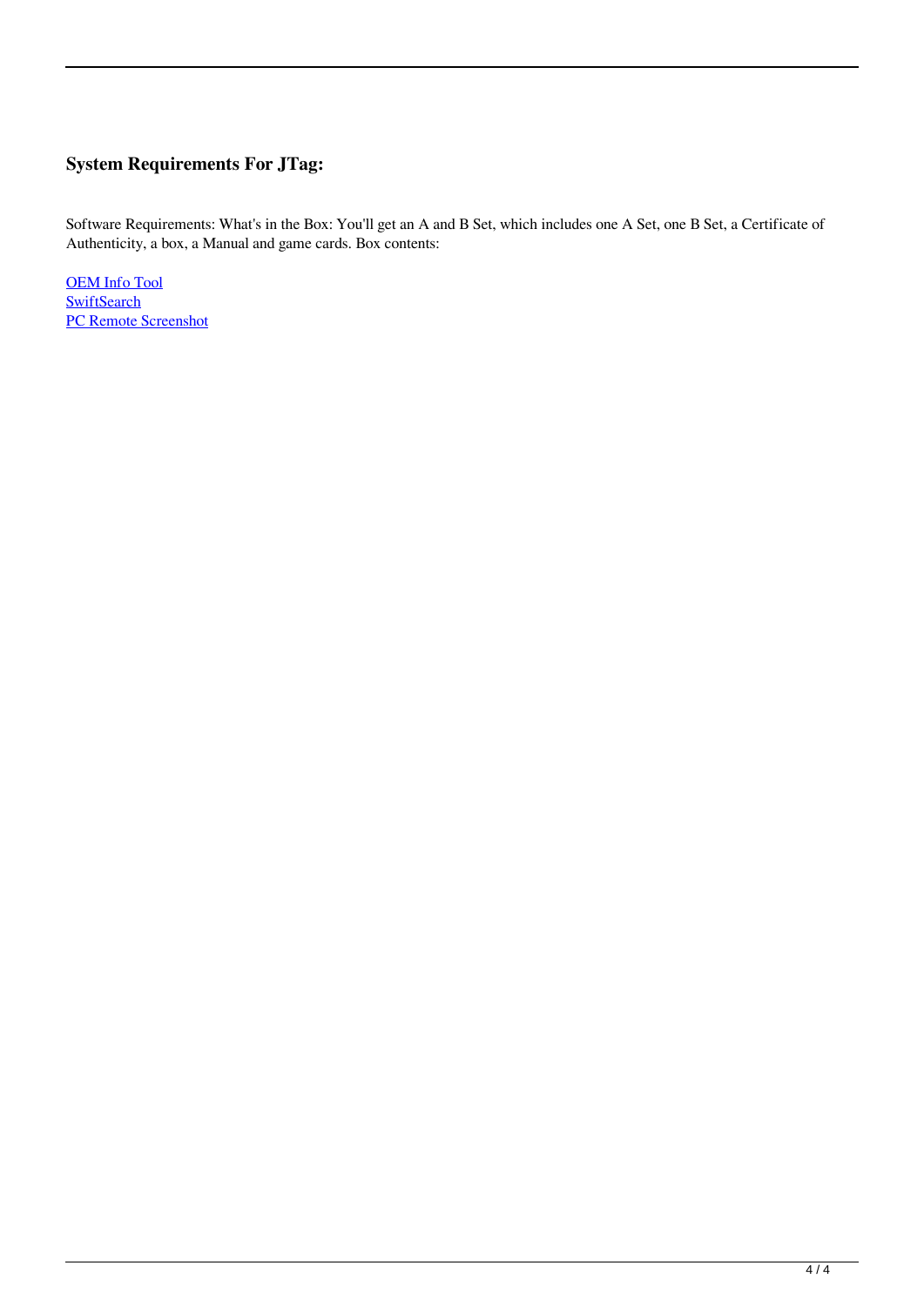### System Requirements For JTag:

Software Requirements: What's in the Box: You'll get an A and B Set, which includes one A Set, one B Set, a Certificate of Authenticity, a box, a Manual and game cards. Box contents:

OEM Info Tool
SwiftSearch
PC Remote Screenshot